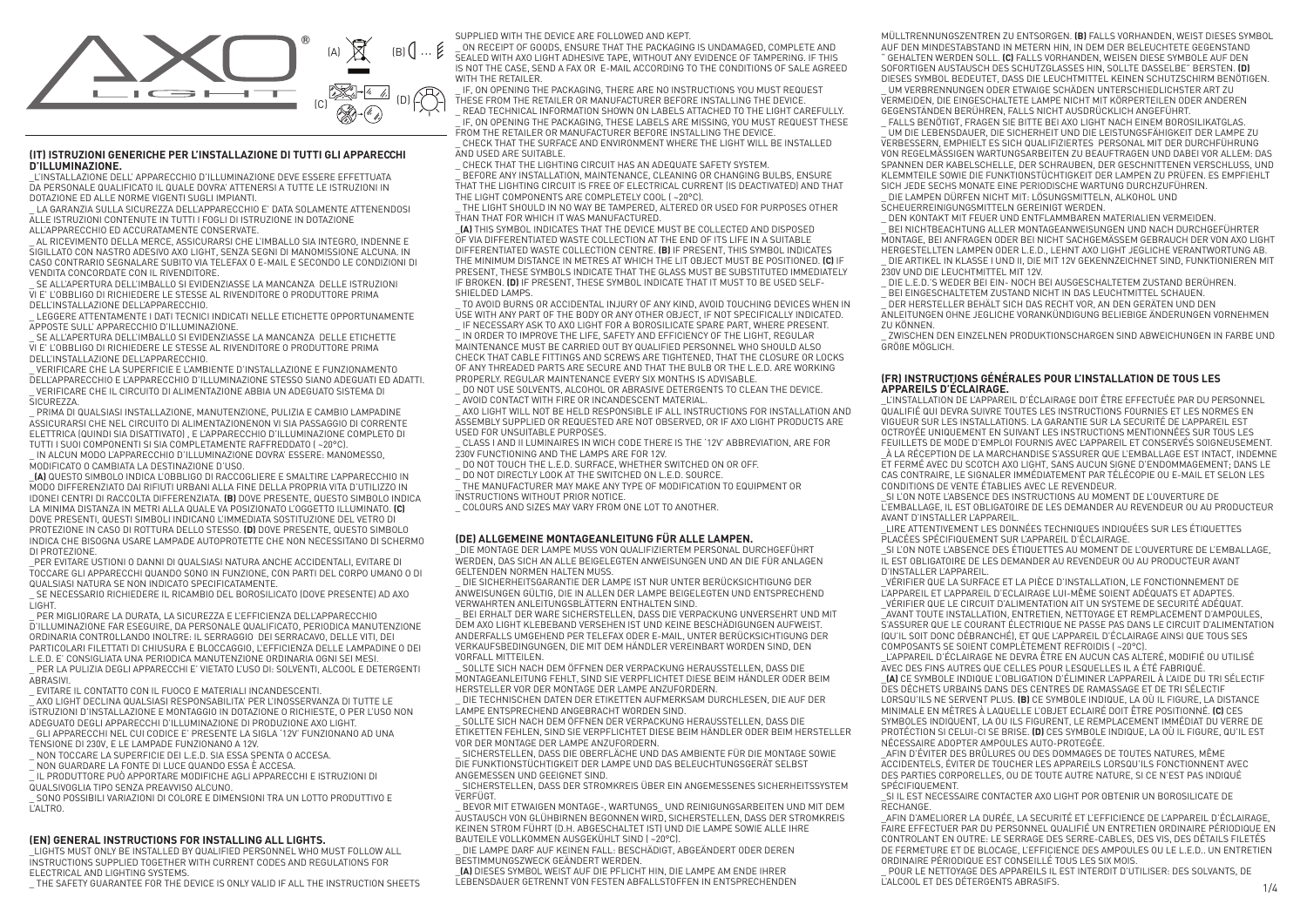AXO LIGHT®

(A) (B) ... (C) (D)

## (IT) ISTRUZIONI GENERICHE PER L'INSTALLAZIONE DI TUTTI GLI APPARECCHI D'ILLUMINAZIONE.

_L'INSTALLAZIONE DELL' APPARECCHIO D'ILLUMINAZIONE DEVE ESSERE EFFETTUATA DA PERSONALE QUALIFICATO IL QUALE DOVRA' ATTENERSI A TUTTE LE ISTRUZIONI IN DOTAZIONE ED ALLE NORME VIGENTI SUGLI IMPIANTI.

_ LA GARANZIA SULLA SICUREZZA DELL'APPARECCHIO E' DATA SOLAMENTE ATTENENDOSI ALLE ISTRUZIONI CONTENUTE IN TUTTI I FOGLI DI ISTRUZIONE IN DOTAZIONE ALL'APPARECCHIO ED ACCURATAMENTE CONSERVATE.

_ AL RICEVIMENTO DELLA MERCE, ASSICURARSI CHE L'IMBALLO SIA INTEGRO, INDENNE E SIGILLATO CON NASTRO ADESIVO AXO LIGHT, SENZA SEGNI DI MANOMISSIONE ALCUNA. IN CASO CONTRARIO SEGNALARE SUBITO VIA TELEFAX O E-MAIL E SECONDO LE CONDIZIONI DI VENDITA CONCORDATE CON IL RIVENDITORE.

_ SE ALL'APERTURA DELL'IMBALLO SI EVIDENZIASSE LA MANCANZA DELLE ISTRUZIONI VI E' L'OBBLIGO DI RICHIEDERE LE STESSE AL RIVENDITORE O PRODUTTORE PRIMA DELL'INSTALLAZIONE DELL'APPARECCHIO.

_ LEGGERE ATTENTAMENTE I DATI TECNICI INDICATI NELLE ETICHETTE OPPORTUNAMENTE APPOSTE SULL' APPARECCHIO D'ILLUMINAZIONE.

_ SE ALL'APERTURA DELL'IMBALLO SI EVIDENZIASSE LA MANCANZA DELLE ETICHETTE VI E' L'OBBLIGO DI RICHIEDERE LE STESSE AL RIVENDITORE O PRODUTTORE PRIMA DELL'INSTALLAZIONE DELL'APPARECCHIO.

_ VERIFICARE CHE LA SUPERFICIE E L'AMBIENTE D'INSTALLAZIONE E FUNZIONAMENTO DELL'APPARECCHIO E L'APPARECCHIO D'ILLUMINAZIONE STESSO SIANO ADEGUATI ED ADATTI.

_ VERIFICARE CHE IL CIRCUITO DI ALIMENTAZIONE ABBIA UN ADEGUATO SISTEMA DI SICUREZZA.

_ PRIMA DI QUALSIASI INSTALLAZIONE, MANUTENZIONE, PULIZIA E CAMBIO LAMPADINE ASSICURARSI CHE NEL CIRCUITO DI ALIMENTAZIONENON VI SIA PASSAGGIO DI CORRENTE ELETTRICA (QUINDI SIA DISATTIVATO) , E L'APPARECCHIO D'ILLUMINAZIONE COMPLETO DI TUTTI I SUOI COMPONENTI SI SIA COMPLETAMENTE RAFFREDDATO ( ~20°C).

_ IN ALCUN MODO L'APPARECCHIO D'ILLUMINAZIONE DOVRA' ESSERE: MANOMESSO, MODIFICATO O CAMBIATA LA DESTINAZIONE D'USO.

**_(A)** QUESTO SIMBOLO INDICA L'OBBLIGO DI RACCOGLIERE E SMALTIRE L'APPARECCHIO IN MODO DIFFERENZIATO DAI RIFIUTI URBANI ALLA FINE DELLA PROPRIA VITA D'UTILIZZO IN IDONEI CENTRI DI RACCOLTA DIFFERENZIATA. **(B)** DOVE PRESENTE, QUESTO SIMBOLO INDICA LA MINIMA DISTANZA IN METRI ALLA QUALE VA POSIZIONATO L'OGGETTO ILLUMINATO. **(C)** DOVE PRESENTI, QUESTI SIMBOLI INDICANO L'IMMEDIATA SOSTITUZIONE DEL VETRO DI PROTEZIONE IN CASO DI ROTTURA DELLO STESSO. **(D)** DOVE PRESENTE, QUESTO SIMBOLO INDICA CHE BISOGNA USARE LAMPADE AUTOPROTETTE CHE NON NECESSITANO DI SCHERMO DI PROTEZIONE.

_PER EVITARE USTIONI O DANNI DI QUALSIASI NATURA ANCHE ACCIDENTALI, EVITARE DI TOCCARE GLI APPARECCHI QUANDO SONO IN FUNZIONE, CON PARTI DEL CORPO UMANO O DI QUALSIASI NATURA SE NON INDICATO SPECIFICATAMENTE.

_ SE NECESSARIO RICHIEDERE IL RICAMBIO DEL BOROSILICATO (DOVE PRESENTE) AD AXO LIGHT.

_ PER MIGLIORARE LA DURATA, LA SICUREZZA E L'EFFICIENZA DELL'APPARECCHIO D'ILLUMINAZIONE FAR ESEGUIRE, DA PERSONALE QUALIFICATO, PERIODICA MANUTENZIONE ORDINARIA CONTROLLANDO INOLTRE: IL SERRAGGIO DEI SERRACAVO, DELLE VITI, DEI PARTICOLARI FILETTATI DI CHIUSURA E BLOCCAGGIO, L'EFFICIENZA DELLE LAMPADINE O DEI L.E.D. E' CONSIGLIATA UNA PERIODICA MANUTENZIONE ORDINARIA OGNI SEI MESI.

_ PER LA PULIZIA DEGLI APPARECCHI E' VIETATO L'USO DI: SOLVENTI, ALCOOL E DETERGENTI ABRASIVI.

_ EVITARE IL CONTATTO CON IL FUOCO E MATERIALI INCANDESCENTI.

_ AXO LIGHT DECLINA QUALSIASI RESPONSABILITA' PER L'INOSSERVANZA DI TUTTE LE ISTRUZIONI D'INSTALLAZIONE E MONTAGGIO IN DOTAZIONE O RICHIESTE, O PER L'USO NON ADEGUATO DEGLI APPARECCHI D'ILLUMINAZIONE DI PRODUZIONE AXO LIGHT.

_ GLI APPARECCHI NEL CUI CODICE E' PRESENTE LA SIGLA '12V' FUNZIONANO AD UNA TENSIONE DI 230V, E LE LAMPADE FUNZIONANO A 12V.

_ NON TOCCARE LA SUPERFICIE DEI L.E.D. SIA ESSA SPENTA O ACCESA.

_ NON GUARDARE LA FONTE DI LUCE QUANDO ESSA È ACCESA.

_ IL PRODUTTORE PUÒ APPORTARE MODIFICHE AGLI APPARECCHI E ISTRUZIONI DI QUALSIVOGLIA TIPO SENZA PREAVVISO ALCUNO.

_ SONO POSSIBILI VARIAZIONI DI COLORE E DIMENSIONI TRA UN LOTTO PRODUTTIVO E L'ALTRO.

## (EN) GENERAL INSTRUCTIONS FOR INSTALLING ALL LIGHTS.

_LIGHTS MUST ONLY BE INSTALLED BY QUALIFIED PERSONNEL WHO MUST FOLLOW ALL INSTRUCTIONS SUPPLIED TOGETHER WITH CURRENT CODES AND REGULATIONS FOR ELECTRICAL AND LIGHTING SYSTEMS.

_ THE SAFETY GUARANTEE FOR THE DEVICE IS ONLY VALID IF ALL THE INSTRUCTION SHEETS SUPPLIED WITH THE DEVICE ARE FOLLOWED AND KEPT.

_ ON RECEIPT OF GOODS, ENSURE THAT THE PACKAGING IS UNDAMAGED, COMPLETE AND SEALED WITH AXO LIGHT ADHESIVE TAPE, WITHOUT ANY EVIDENCE OF TAMPERING. IF THIS IS NOT THE CASE, SEND A FAX OR E-MAIL ACCORDING TO THE CONDITIONS OF SALE AGREED WITH THE RETAILER.

_ IF, ON OPENING THE PACKAGING, THERE ARE NO INSTRUCTIONS YOU MUST REQUEST THESE FROM THE RETAILER OR MANUFACTURER BEFORE INSTALLING THE DEVICE.

_ READ TECHNICAL INFORMATION SHOWN ON LABELS ATTACHED TO THE LIGHT CAREFULLY.

_ IF, ON OPENING THE PACKAGING, THESE LABELS ARE MISSING, YOU MUST REQUEST THESE FROM THE RETAILER OR MANUFACTURER BEFORE INSTALLING THE DEVICE.

_ CHECK THAT THE SURFACE AND ENVIRONMENT WHERE THE LIGHT WILL BE INSTALLED AND USED ARE SUITABLE.

_ CHECK THAT THE LIGHTING CIRCUIT HAS AN ADEQUATE SAFETY SYSTEM.

_ BEFORE ANY INSTALLATION, MAINTENANCE, CLEANING OR CHANGING BULBS, ENSURE THAT THE LIGHTING CIRCUIT IS FREE OF ELECTRICAL CURRENT (IS DEACTIVATED) AND THAT THE LIGHT COMPONENTS ARE COMPLETELY COOL ( ~20°C).

_ THE LIGHT SHOULD IN NO WAY BE TAMPERED, ALTERED OR USED FOR PURPOSES OTHER THAN THAT FOR WHICH IT WAS MANUFACTURED.

**_(A)** THIS SYMBOL INDICATES THAT THE DEVICE MUST BE COLLECTED AND DISPOSED OF VIA DIFFERENTIATED WASTE COLLECTION AT THE END OF ITS LIFE IN A SUITABLE DIFFERENTIATED WASTE COLLECTION CENTRE. **(B)** IF PRESENT, THIS SYMBOL INDICATES THE MINIMUM DISTANCE IN METRES AT WHICH THE LIT OBJECT MUST BE POSITIONED. **(C)** IF PRESENT, THESE SYMBOLS INDICATE THAT THE GLASS MUST BE SUBSTITUTED IMMEDIATELY IF BROKEN. **(D)** IF PRESENT, THESE SYMBOL INDICATE THAT IT MUST TO BE USED SELF-SHIELDED LAMPS.

_ TO AVOID BURNS OR ACCIDENTAL INJURY OF ANY KIND, AVOID TOUCHING DEVICES WHEN IN USE WITH ANY PART OF THE BODY OR ANY OTHER OBJECT, IF NOT SPECIFICALLY INDICATED.

_ IF NECESSARY ASK TO AXO LIGHT FOR A BOROSILICATE SPARE PART, WHERE PRESENT.

_ IN ORDER TO IMPROVE THE LIFE, SAFETY AND EFFICIENCY OF THE LIGHT, REGULAR MAINTENANCE MUST BE CARRIED OUT BY QUALIFIED PERSONNEL WHO SHOULD ALSO CHECK THAT CABLE FITTINGS AND SCREWS ARE TIGHTENED, THAT THE CLOSURE OR LOCKS OF ANY THREADED PARTS ARE SECURE AND THAT THE BULB OR THE L.E.D. ARE WORKING PROPERLY. REGULAR MAINTENANCE EVERY SIX MONTHS IS ADVISABLE.

_ DO NOT USE SOLVENTS, ALCOHOL OR ABRASIVE DETERGENTS TO CLEAN THE DEVICE.

_ AVOID CONTACT WITH FIRE OR INCANDESCENT MATERIAL.

_ AXO LIGHT WILL NOT BE HELD RESPONSIBLE IF ALL INSTRUCTIONS FOR INSTALLATION AND ASSEMBLY SUPPLIED OR REQUESTED ARE NOT OBSERVED, OR IF AXO LIGHT PRODUCTS ARE USED FOR UNSUITABLE PURPOSES.

_ CLASS I AND II LUMINAIRES IN WICH CODE THERE IS THE '12V' ABBREVIATION, ARE FOR 230V FUNCTIONING AND THE LAMPS ARE FOR 12V.

_ DO NOT TOUCH THE L.E.D. SURFACE, WHETHER SWITCHED ON OR OFF.

_ DO NOT DIRECTLY LOOK AT THE SWITCHED ON L.E.D. SOURCE.

_ THE MANUFACTURER MAY MAKE ANY TYPE OF MODIFICATION TO EQUIPMENT OR INSTRUCTIONS WITHOUT PRIOR NOTICE.

_ COLOURS AND SIZES MAY VARY FROM ONE LOT TO ANOTHER.

## (DE) ALLGEMEINE MONTAGEANLEITUNG FÜR ALLE LAMPEN.

_DIE MONTAGE DER LAMPE MUSS VON QUALIFIZIERTEM PERSONAL DURCHGEFÜHRT WERDEN, DAS SICH AN ALLE BEIGELEGTEN ANWEISUNGEN UND AN DIE FÜR ANLAGEN GELTENDEN NORMEN HALTEN MUSS.

_ DIE SICHERHEITSGARANTIE DER LAMPE IST NUR UNTER BERÜCKSICHTIGUNG DER ANWEISUNGEN GÜLTIG, DIE IN ALLEN DER LAMPE BEIGELEGTEN UND ENTSPRECHEND VERWAHRTEN ANLEITUNGSBLÄTTERN ENTHALTEN SIND.

_ BEI ERHALT DER WARE SICHERSTELLEN, DASS DIE VERPACKUNG UNVERSEHRT UND MIT DEM AXO LIGHT KLEBEBAND VERSEHEN IST UND KEINE BESCHÄDIGUNGEN AUFWEIST. ANDERFALLS UMGEHEND PER TELEFAX ODER E-MAIL, UNTER BERÜCKSICHTIGUNG DER VERKAUFSBEDINGUNGEN, DIE MIT DEM HÄNDLER VEREINBART WORDEN SIND, DEN VORFALL MITTEILEN.

_ SOLLTE SICH NACH DEM ÖFFNEN DER VERPACKUNG HERAUSSTELLEN, DASS DIE MONTAGEANLEITUNG FEHLT, SIND SIE VERPFLICHTET DIESE BEIM HÄNDLER ODER BEIM HERSTELLER VOR DER MONTAGE DER LAMPE ANZUFORDERN.

_ DIE TECHNISCHEN DATEN DER ETIKETTEN AUFMERKSAM DURCHLESEN, DIE AUF DER LAMPE ENTSPRECHEND ANGEBRACHT WORDEN SIND.

_ SOLLTE SICH NACH DEM ÖFFNEN DER VERPACKUNG HERAUSSTELLEN, DASS DIE ETIKETTEN FEHLEN, SIND SIE VERPFLICHTET DIESE BEIM HÄNDLER ODER BEIM HERSTELLER VOR DER MONTAGE DER LAMPE ANZUFORDERN.

_ SICHERSTELLEN, DASS DIE OBERFLÄCHE UND DAS AMBIENTE FÜR DIE MONTAGE SOWIE DIE FUNKTIONSTÜCHTIGKEIT DER LAMPE UND DAS BELEUCHTUNGSGERÄT SELBST ANGEMESSEN UND GEEIGNET SIND.

_ SICHERSTELLEN, DASS DER STROMKREIS ÜBER EIN ANGEMESSENES SICHERHEITSSYSTEM VERFÜGT.

_ BEVOR MIT ETWAIGEN MONTAGE-, WARTUNGS_ UND REINIGUNGSARBEITEN UND MIT DEM AUSTAUSCH VON GLÜHBIRNEN BEGONNEN WIRD, SICHERSTELLEN, DASS DER STROMKREIS KEINEN STROM FÜHRT (D.H. ABGESCHALTET IST) UND DIE LAMPE SOWIE ALLE IHRE BAUTEILE VOLLKOMMEN AUSGEKÜHLT SIND ( ~20°C).

_ DIE LAMPE DARF AUF KEINEN FALL: BESCHÄDIGT, ABGEÄNDERT ODER DEREN BESTIMMUNGSZWECK GEÄNDERT WERDEN.

**_(A)** DIESES SYMBOL WEIST AUF DIE PFLICHT HIN, DIE LAMPE AM ENDE IHRER LEBENSDAUER GETRENNT VON FESTEN ABFALLSTOFFEN IN ENTSPRECHENDEN MÜLLTRENNUNGSZENTREN ZU ENTSORGEN. **(B)** FALLS VORHANDEN, WEIST DIESES SYMBOL AUF DEN MINDESTABSTAND IN METERN HIN, IN DEM DER BELEUCHTETE GEGENSTAND " GEHALTEN WERDEN SOLL. **(C)** FALLS VORHANDEN, WEISEN DIESE SYMBOLE AUF DEN SOFORTIGEN AUSTAUSCH DES SCHUTZGLASSES HIN, SOLLTE DASSELBE" BERSTEN. **(D)** DIESES SYMBOL BEDEUTET, DASS DIE LEUCHTMITTEL KEINEN SCHUTZSCHIRM BENÖTIGEN.

_ UM VERBRENNUNGEN ODER ETWAIGE SCHÄDEN UNTERSCHIEDLICHSTER ART ZU VERMEIDEN, DIE EINGESCHALTETE LAMPE NICHT MIT KÖRPERTEILEN ODER ANDEREN GEGENSTÄNDEN BERÜHREN, FALLS NICHT AUSDRÜCKLICH ANGEFÜHRT.

_ FALLS BENÖTIGT, FRAGEN SIE BITTE BEI AXO LIGHT NACH EINEM BOROSILIKATGLAS.

_ UM DIE LEBENSDAUER, DIE SICHERHEIT UND DIE LEISTUNGSFÄHIGKEIT DER LAMPE ZU VERBESSERN, EMPHIELT ES SICH QUALIFIZIERTES PERSONAL MIT DER DURCHFÜHRUNG VON REGELMÄSSIGEN WARTUNGSARBEITEN ZU BEAUFTRAGEN UND DABEI VOR ALLEM: DAS SPANNEN DER KABELSCHELLE, DER SCHRAUBEN, DER GESCHNITTENEN VERSCHLUSS, UND KLEMMTEILE SOWIE DIE FUNKTIONSTÜCHTIGKEIT DER LAMPEN ZU PRÜFEN. ES EMPFIEHLT SICH JEDE SECHS MONATE EINE PERIODISCHE WARTUNG DURCHZUFÜHREN.

_ DIE LAMPEN DÜRFEN NICHT MIT: LÖSUNGSMITTELN, ALKOHOL UND SCHEUERREINIGUNGSMITTELN GEREINIGT WERDEN.

_ DEN KONTAKT MIT FEUER UND ENTFLAMMBAREN MATERIALIEN VERMEIDEN.

_ BEI NICHTBEACHTUNG ALLER MONTAGEANWEISUNGEN UND NACH DURCHGEFÜHRTER MONTAGE, BEI ANFRAGEN ODER BEI NICHT SACHGEMÄSSEM GEBRAUCH DER VON AXO LIGHT HERGESTELLTEN LAMPEN ODER L.E.D., LEHNT AXO LIGHT JEGLICHE VERANTWORTUNG AB.

_ DIE ARTIKEL IN KLASSE I UND II, DIE MIT 12V GEKENNZEICHNET SIND, FUNKTIONIEREN MIT 230V UND DIE LEUCHTMITTEL MIT 12V.

_ DIE L.E.D.'S WEDER BEI EIN- NOCH BEI AUSGESCHALTETEM ZUSTAND BERÜHREN.

_ BEI EINGESCHALTETEM ZUSTAND NICHT IN DAS LEUCHTMITTEL SCHAUEN.

_ DER HERSTELLER BEHÄLT SICH DAS RECHT VOR, AN DEN GERÄTEN UND DEN ANLEITUNGEN OHNE JEGLICHE VORANKÜNDIGUNG BELIEBIGE ÄNDERUNGEN VORNEHMEN ZU KÖNNEN.

_ ZWISCHEN DEN EINZELNEN PRODUKTIONSCHARGEN SIND ABWEICHUNGEN IN FARBE UND GRÖßE MÖGLICH.

## (FR) INSTRUCTIONS GÉNÉRALES POUR L'INSTALLATION DE TOUS LES APPAREILS D'ÉCLAIRAGE.

_L'INSTALLATION DE L'APPAREIL D'ÉCLAIRAGE DOIT ÊTRE EFFECTUÉE PAR DU PERSONNEL QUALIFIÉ QUI DEVRA SUIVRE TOUTES LES INSTRUCTIONS FOURNIES ET LES NORMES EN VIGUEUR SUR LES INSTALLATIONS. LA GARANTIE SUR LA SECURITÉ DE L'APPAREIL EST OCTROYÉE UNIQUEMENT EN SUIVANT LES INSTRUCTIONS MENTIONNÉES SUR TOUS LES FEUILLETS DE MODE D'EMPLOI FOURNIS AVEC L'APPAREIL ET CONSERVÉS SOIGNEUSEMENT.

_À LA RÉCEPTION DE LA MARCHANDISE S'ASSURER QUE L'EMBALLAGE EST INTACT, INDEMNE ET FERMÉ AVEC DU SCOTCH AXO LIGHT, SANS AUCUN SIGNE D'ENDOMMAGEMENT; DANS LE CAS CONTRAIRE, LE SIGNALER IMMÉDIATEMENT PAR TÉLÉCOPIE OU E-MAIL ET SELON LES CONDITIONS DE VENTE ÉTABLIES AVEC LE REVENDEUR.

_SI L'ON NOTE L'ABSENCE DES INSTRUCTIONS AU MOMENT DE L'OUVERTURE DE L'EMBALLAGE, IL EST OBLIGATOIRE DE LES DEMANDER AU REVENDEUR OU AU PRODUCTEUR AVANT D'INSTALLER L'APPAREIL.

_LIRE ATTENTIVEMENT LES DONNÉES TECHNIQUES INDIQUÉES SUR LES ÉTIQUETTES PLACÉES SPÉCIFIQUEMENT SUR L'APPAREIL D'ÉCLAIRAGE.

_SI L'ON NOTE L'ABSENCE DES ÉTIQUETTES AU MOMENT DE L'OUVERTURE DE L'EMBALLAGE, IL EST OBLIGATOIRE DE LES DEMANDER AU REVENDEUR OU AU PRODUCTEUR AVANT D'INSTALLER L'APPAREIL.

_VÉRIFIER QUE LA SURFACE ET LA PIÈCE D'INSTALLATION, LE FONCTIONNEMENT DE L'APPAREIL ET L'APPAREIL D'ÉCLAIRAGE LUI-MÊME SOIENT ADÉQUATS ET ADAPTES.

_VÉRIFIER QUE LE CIRCUIT D'ALIMENTATION AIT UN SYSTEME DE SECURITÉ ADÉQUAT.

_AVANT TOUTE INSTALLATION, ENTRETIEN, NETTOYAGE ET REMPLACEMENT D'AMPOULES, S'ASSURER QUE LE COURANT ÉLECTRIQUE NE PASSE PAS DANS LE CIRCUIT D'ALIMENTATION (QU'IL SOIT DONC DÉBRANCHÉ), ET QUE L'APPAREIL D'ÉCLAIRAGE AINSI QUE TOUS SES COMPOSANTS SE SOIENT COMPLÈTEMENT REFROIDIS ( ~20°C).

_L'APPAREIL D'ÉCLAIRAGE NE DEVRA ÊTRE EN AUCUN CAS ALTERÉ, MODIFIÉ OU UTILISÉ AVEC DES FINS AUTRES QUE CELLES POUR LESQUELLES IL A ÉTÉ FABRIQUÉ.

**_(A)** CE SYMBOLE INDIQUE L'OBLIGATION D'ÉLIMINER L'APPAREIL À L'AIDE DU TRI SÉLECTIF DES DÉCHETS URBAINS DANS DES CENTRES DE RAMASSAGE ET DE TRI SÉLECTIF LORSQU'ILS NE SERVENT PLUS. **(B)** CE SYMBOLE INDIQUE, LA OÙ IL FIGURE, LA DISTANCE MINIMALE EN MÈTRES À LAQUELLE L'OBJET ECLAIRÉ DOIT ÊTRE POSITIONNÉ. **(C)** CES SYMBOLES INDIQUENT, LA OU ILS FIGURENT, LE REMPLACEMENT IMMÉDIAT DU VERRE DE PROTÉCTION SI CELUI-CI SE BRISE. **(D)** CES SYMBOLE INDIQUE, LA OÙ IL FIGURE, QU'IL EST NÉCESSAIRE ADOPTER AMPOULES AUTO-PROTEGÉE.

_AFIN D'ÉVITER DES BRÛLURES OU DES DOMMAGES DE TOUTES NATURES, MÊME ACCIDENTELS, ÉVITER DE TOUCHER LES APPAREILS LORSQU'ILS FONCTIONNENT AVEC DES PARTIES CORPORELLES, OU DE TOUTE AUTRE NATURE, SI CE N'EST PAS INDIQUÉ SPÉCIFIQUEMENT.

_SI IL EST NECESSAIRE CONTACTER AXO LIGHT POUR OBTENIR UN BOROSILICATE DE RECHANGE.

_AFIN D'AMÉLIORER LA DURÉE, LA SECURITÉ ET L'EFFICIENCE DE L'APPAREIL D'ÉCLAIRAGE, FAIRE EFFECTUER PAR DU PERSONNEL QUALIFIÉ UN ENTRETIEN ORDINAIRE PÉRIODIQUE EN CONTROLANT EN OUTRE: LE SERRAGE DES SERRE-CABLES, DES VIS, DES DÉTAILS FILETÉS DE FERMETURE ET DE BLOCAGE, L'EFFICIENCE DES AMPOULES OU LE L.E.D.. UN ENTRETIEN ORDINAIRE PÉRIODIQUE EST CONSEILLÉ TOUS LES SIX MOIS.

_ POUR LE NETTOYAGE DES APPAREILS IL EST INTERDIT D'UTILISER: DES SOLVANTS, DE L'ALCOOL ET DES DÉTERGENTS ABRASIFS.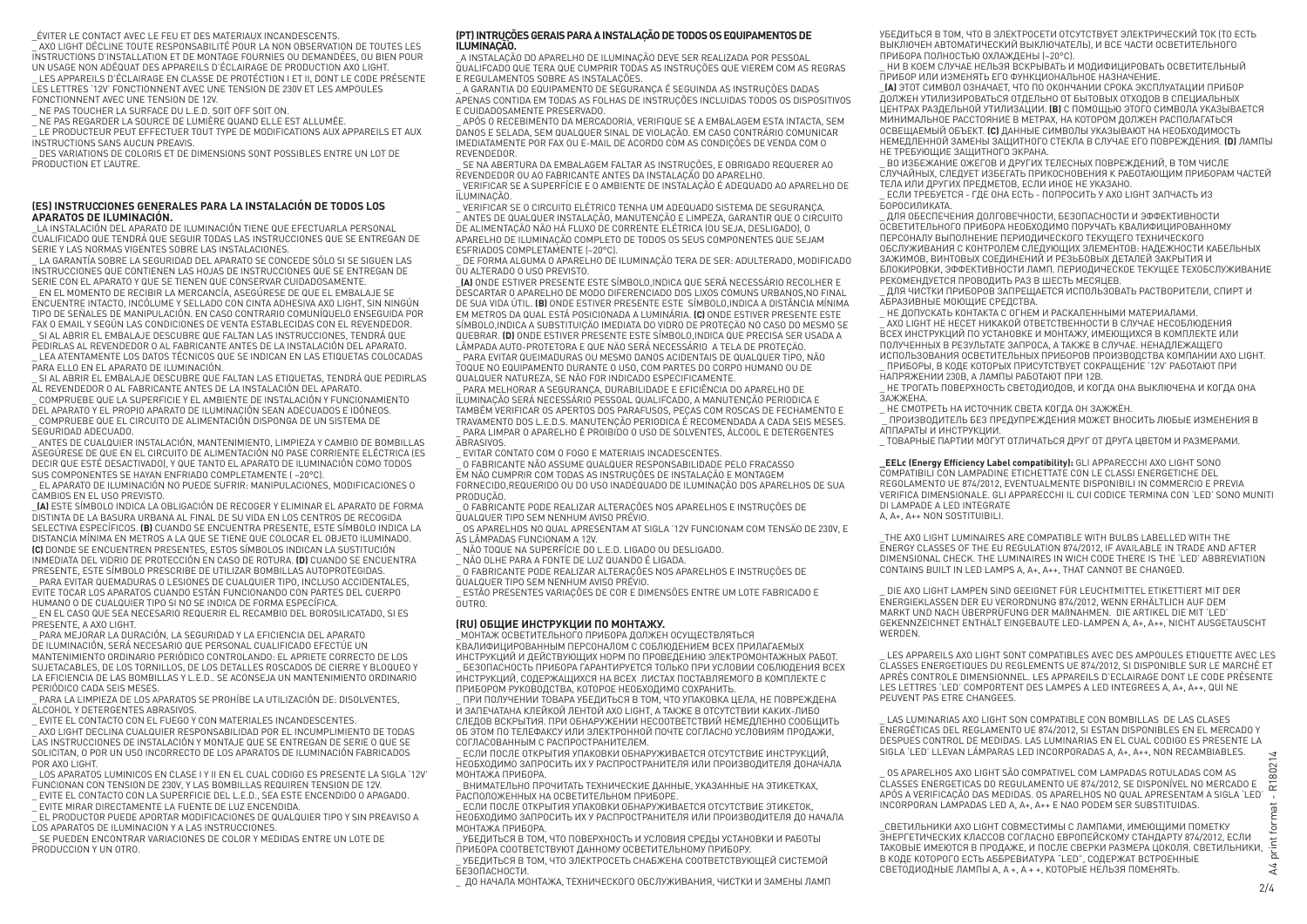_ÉVITER LE CONTACT AVEC LE FEU ET DES MATERIAUX INCANDESCENTS.

_ AXO LIGHT DÉCLINE TOUTE RESPONSABILITÉ POUR LA NON OBSERVATION DE TOUTES LES INSTRUCTIONS D'INSTALLATION ET DE MONTAGE FOURNIES OU DEMANDÉES, OU BIEN POUR UN USAGE NON ADÉQUAT DES APPAREILS D'ÉCLAIRAGE DE PRODUCTION AXO LIGHT.

_ LES APPAREILS D'ÉCLAIRAGE EN CLASSE DE PROTÉCTION I ET II, DONT LE CODE PRÉSENTE LES LETTRES '12V' FONCTIONNENT AVEC UNE TENSION DE 230V ET LES AMPOULES FONCTIONNENT AVEC UNE TENSION DE 12V.

_ NE PAS TOUCHER LA SURFACE DU L.E.D. SOIT OFF SOIT ON.

_ NE PAS REGARDER LA SOURCE DE LUMIÈRE QUAND ELLE EST ALLUMÉE.

_ LE PRODUCTEUR PEUT EFFECTUER TOUT TYPE DE MODIFICATIONS AUX APPAREILS ET AUX INSTRUCTIONS SANS AUCUN PREAVIS.

_ DES VARIATIONS DE COLORIS ET DE DIMENSIONS SONT POSSIBLES ENTRE UN LOT DE PRODUCTION ET L'AUTRE.

## (ES) INSTRUCCIONES GENERALES PARA LA INSTALACIÓN DE TODOS LOS APARATOS DE ILUMINACIÓN.

_LA INSTALACIÓN DEL APARATO DE ILUMINACIÓN TIENE QUE EFECTUARLA PERSONAL CUALIFICADO QUE TENDRÁ QUE SEGUIR TODAS LAS INSTRUCCIONES QUE SE ENTREGAN DE SERIE Y LAS NORMAS VIGENTES SOBRE LAS INSTALACIONES.

_ LA GARANTÍA SOBRE LA SEGURIDAD DEL APARATO SE CONCEDE SÓLO SI SE SIGUEN LAS INSTRUCCIONES QUE CONTIENEN LAS HOJAS DE INSTRUCCIONES QUE SE ENTREGAN DE SERIE CON EL APARATO Y QUE SE TIENEN QUE CONSERVAR CUIDADOSAMENTE.

_ EN EL MOMENTO DE RECIBIR LA MERCANCÍA, ASEGÚRESE DE QUE EL EMBALAJE SE ENCUENTRE INTACTO, INCÓLUME Y SELLADO CON CINTA ADHESIVA AXO LIGHT, SIN NINGÚN TIPO DE SEÑALES DE MANIPULACIÓN. EN CASO CONTRARIO COMUNÍQUELO ENSEGUIDA POR FAX O EMAIL Y SEGÚN LAS CONDICIONES DE VENTA ESTABLECIDAS CON EL REVENDEDOR.

_ SI AL ABRIR EL EMBALAJE DESCUBRE QUE FALTAN LAS INSTRUCCIONES, TENDRÁ QUE PEDIRLAS AL REVENDEDOR O AL FABRICANTE ANTES DE LA INSTALACIÓN DEL APARATO.

_ LEA ATENTAMENTE LOS DATOS TÉCNICOS QUE SE INDICAN EN LAS ETIQUETAS COLOCADAS PARA ELLO EN EL APARATO DE ILUMINACIÓN.

_ SI AL ABRIR EL EMBALAJE DESCUBRE QUE FALTAN LAS ETIQUETAS, TENDRÁ QUE PEDIRLAS AL REVENDEDOR O AL FABRICANTE ANTES DE LA INSTALACIÓN DEL APARATO.

_ COMPRUEBE QUE LA SUPERFICIE Y EL AMBIENTE DE INSTALACIÓN Y FUNCIONAMIENTO DEL APARATO Y EL PROPIO APARATO DE ILUMINACIÓN SEAN ADECUADOS E IDÓNEOS.

_ COMPRUEBE QUE EL CIRCUITO DE ALIMENTACIÓN DISPONGA DE UN SISTEMA DE SEGURIDAD ADECUADO.

_ ANTES DE CUALQUIER INSTALACIÓN, MANTENIMIENTO, LIMPIEZA Y CAMBIO DE BOMBILLAS ASEGÚRESE DE QUE EN EL CIRCUITO DE ALIMENTACIÓN NO PASE CORRIENTE ELÉCTRICA (ES DECIR QUE ESTÉ DESACTIVADO), Y QUE TANTO EL APARATO DE ILUMINACIÓN COMO TODOS SUS COMPONENTES SE HAYAN ENFRIADO COMPLETAMENTE ( ~20°C).

_ EL APARATO DE ILUMINACIÓN NO PUEDE SUFRIR: MANIPULACIONES, MODIFICACIONES O CAMBIOS EN EL USO PREVISTO.

_**(A)** ESTE SÍMBOLO INDICA LA OBLIGACIÓN DE RECOGER Y ELIMINAR EL APARATO DE FORMA DISTINTA DE LA BASURA URBANA AL FINAL DE SU VIDA EN LOS CENTROS DE RECOGIDA SELECTIVA ESPECÍFICOS. **(B)** CUANDO SE ENCUENTRA PRESENTE, ESTE SÍMBOLO INDICA LA DISTANCIA MÍNIMA EN METROS A LA QUE SE TIENE QUE COLOCAR EL OBJETO ILUMINADO. **(C)** DONDE SE ENCUENTREN PRESENTES, ESTOS SÍMBOLOS INDICAN LA SUSTITUCIÓN INMEDIATA DEL VIDRIO DE PROTECCIÓN EN CASO DE ROTURA. **(D)** CUANDO SE ENCUENTRA PRESENTE, ESTE SÍMBOLO PRESCRIBE DE UTILIZAR BOMBILLAS AUTOPROTEGIDAS.

_ PARA EVITAR QUEMADURAS O LESIONES DE CUALQUIER TIPO, INCLUSO ACCIDENTALES, EVITE TOCAR LOS APARATOS CUANDO ESTÁN FUNCIONANDO CON PARTES DEL CUERPO HUMANO O DE CUALQUIER TIPO SI NO SE INDICA DE FORMA ESPECÍFICA.

_ EN EL CASO QUE SEA NECESARIO REQUERIR EL RECAMBIO DEL BOROSILICATADO, SI ES PRESENTE, A AXO LIGHT.

_ PARA MEJORAR LA DURACIÓN, LA SEGURIDAD Y LA EFICIENCIA DEL APARATO DE ILUMINACIÓN, SERÁ NECESARIO QUE PERSONAL CUALIFICADO EFECTÚE UN MANTENIMIENTO ORDINARIO PERIÓDICO CONTROLANDO: EL APRIETE CORRECTO DE LOS SUJETACABLES, DE LOS TORNILLOS, DE LOS DETALLES ROSCADOS DE CIERRE Y BLOQUEO Y LA EFICIENCIA DE LAS BOMBILLAS Y L.E.D.. SE ACONSEJA UN MANTENIMIENTO ORDINARIO PERIÓDICO CADA SEIS MESES.

_ PARA LA LIMPIEZA DE LOS APARATOS SE PROHÍBE LA UTILIZACIÓN DE: DISOLVENTES, ALCOHOL Y DETERGENTES ABRASIVOS.

_ EVITE EL CONTACTO CON EL FUEGO Y CON MATERIALES INCANDESCENTES.

_ AXO LIGHT DECLINA CUALQUIER RESPONSABILIDAD POR EL INCUMPLIMIENTO DE TODAS LAS INSTRUCCIONES DE INSTALACIÓN Y MONTAJE QUE SE ENTREGAN DE SERIE O QUE SE SOLICITAN, O POR UN USO INCORRECTO DE LOS APARATOS DE ILUMINACIÓN FABRICADOS POR AXO LIGHT.

_ LOS APARATOS LUMINICOS EN CLASE I Y II EN EL CUAL CODIGO ES PRESENTE LA SIGLA '12V' FUNCIONAN CON TENSION DE 230V, Y LAS BOMBILLAS REQUIEREN TENSION DE 12V.

_ EVITE EL CONTACTO CON LA SUPERFICIE DEL L.E.D., SEA ESTE ENCENDIDO O APAGADO.

_ EVITE MIRAR DIRECTAMENTE LA FUENTE DE LUZ ENCENDIDA.

_ EL PRODUCTOR PUEDE APORTAR MODIFICACIONES DE CUALQUIER TIPO Y SIN PREAVISO A LOS APARATOS DE ILUMINACION Y A LAS INSTRUCCIONES.

_ SE PUEDEN ENCONTRAR VARIACIONES DE COLOR Y MEDIDAS ENTRE UN LOTE DE PRODUCCION Y UN OTRO.

## (PT) INTRUÇÕES GERAIS PARA A INSTALAÇÃO DE TODOS OS EQUIPAMENTOS DE ILUMINAÇÃO.

_A INSTALAÇÃO DO APARELHO DE ILUMINAÇÃO DEVE SER REALIZADA POR PESSOAL QUALIFCADO QUE TERÁ QUE CUMPRIR TODAS AS INSTRUÇÕES QUE VIEREM COM AS REGRAS E REGULAMENTOS SOBRE AS INSTALAÇÕES.

_ A GARANTIA DO EQUIPAMENTO DE SEGURANÇA É SEGUIDA AS INSTRUÇÕES DADAS APENAS CONTIDA EM TODAS AS FOLHAS DE INSTRUÇÕES INCLUIDAS TODOS OS DISPOSITIVOS E CUIDADOSAMENTE PRESERVADO.

_ APÓS O RECEBIMENTO DA MERCADORIA, VERIFIQUE SE A EMBALAGEM ESTA INTACTA, SEM DANOS E SELADA, SEM QUALQUER SINAL DE VIOLAÇÃO. EM CASO CONTRÁRIO COMUNICAR IMEDIATAMENTE POR FAX OU E-MAIL DE ACORDO COM AS CONDIÇÕES DE VENDA COM O REVENDEDOR.

_ SE NA ABERTURA DA EMBALAGEM FALTAR AS INSTRUÇÕES, E OBRIGADO REQUERER AO REVENDEDOR OU AO FABRICANTE ANTES DA INSTALAÇÃO DO APARELHO.

_ VERIFICAR SE A SUPERFÍCIE E O AMBIENTE DE INSTALAÇÃO É ADEQUADO AO APARELHO DE ILUMINAÇÃO.

_ VERIFICAR SE O CIRCUITO ELÉTRICO TENHA UM ADEQUADO SISTEMA DE SEGURANÇA.

_ ANTES DE QUALQUER INSTALAÇÃO, MANUTENÇÃO E LIMPEZA, GARANTIR QUE O CIRCUITO DE ALIMENTAÇÃO NÃO HÁ FLUXO DE CORRENTE ELÉTRICA (OU SEJA, DESLIGADO), O APARELHO DE ILUMINAÇÃO COMPLETO DE TODOS OS SEUS COMPONENTES QUE SEJAM ESFRIADOS COMPLETAMENTE (~20°C).

_ DE FORMA ALGUMA O APARELHO DE ILUMINAÇÃO TERA DE SER: ADULTERADO, MODIFICADO OU ALTERADO O USO PREVISTO.

_**(A)** ONDE ESTIVER PRESENTE ESTE SÍMBOLO,INDICA QUE SERÁ NECESSÁRIO RECOLHER E DESCARTAR O APARELHO DE MODO DIFERENCIADO DOS LIXOS COMUNS URBANOS,NO FINAL DE SUA VIDA ÚTIL. **(B)** ONDE ESTIVER PRESENTE ESTE SÍMBOLO,INDICA A DISTÂNCIA MÍNIMA EM METROS DA QUAL ESTÁ POSICIONADA A LUMINÁRIA. **(C)** ONDE ESTIVER PRESENTE ESTE SÍMBOLO,INDICA A SUBSTITUIÇÃO IMEDIATA DO VIDRO DE PROTEÇÃO NO CASO DO MESMO SE QUEBRAR. **(D)** ONDE ESTIVER PRESENTE ESTE SÍMBOLO,INDICA QUE PRECISA SER USADA A LÂMPADA AUTO-PROTETORA E QUE NÃO SERÁ NECESSÁRIO A TELA DE PROTEÇÃO.

_ PARA EVITAR QUEIMADURAS OU MESMO DANOS ACIDENTAIS DE QUALQUER TIPO, NÃO TOQUE NO EQUIPAMENTO DURANTE O USO, COM PARTES DO CORPO HUMANO OU DE QUALQUER NATUREZA, SE NÃO FOR INDICADO ESPECIFICAMENTE.

_ PARA MELHORAR A SEGURANÇA, DURABILIDADE E EFICIÊNCIA DO APARELHO DE ILUMINAÇÃO SERÁ NECESSÁRIO PESSOAL QUALIFCADO, A MANUTENÇÃO PERIODICA E TAMBÉM VERIFICAR OS APERTOS DOS PARAFUSOS, PEÇAS COM ROSCAS DE FECHAMENTO E TRAVAMENTO DOS L.E.D.S. MANUTENÇÃO PERIODICA É RECOMENDADA A CADA SEIS MESES.

_ PARA LIMPAR O APARELHO É PROIBIDO O USO DE SOLVENTES, ÁLCOOL E DETERGENTES ABRASIVOS.

_ EVITAR CONTATO COM O FOGO E MATERIAIS INCADESCENTES.

_ O FABRICANTE NÃO ASSUME QUALQUER RESPONSABILIDADE PELO FRACASSO EM NÃO CUMPRIR COM TODAS AS INSTRUÇÕES DE INSTALAÇÃO E MONTAGEM FORNECIDO,REQUERIDO OU DO USO INADEQUADO DE ILUMINAÇÃO DOS APARELHOS DE SUA PRODUÇÃO.

_ O FABRICANTE PODE REALIZAR ALTERAÇÕES NOS APARELHOS E INSTRUÇÕES DE QUALQUER TIPO SEM NENHUM AVISO PRÉVIO.

_ OS APARELHOS NO QUAL APRESENTAM AT SIGLA '12V FUNCIONAM COM TENSÃO DE 230V, E AS LÂMPADAS FUNCIONAM A 12V.

_ NÃO TOQUE NA SUPERFÍCIE DO L.E.D. LIGADO OU DESLIGADO.

_ NÃO OLHE PARA A FONTE DE LUZ QUANDO É LIGADA.

_ O FABRICANTE PODE REALIZAR ALTERAÇÕES NOS APARELHOS E INSTRUÇÕES DE QUALQUER TIPO SEM NENHUM AVISO PRÉVIO.

_ ESTÃO PRESENTES VARIAÇÕES DE COR E DIMENSÕES ENTRE UM LOTE FABRICADO E OUTRO.

## (RU) ОБЩИЕ ИНСТРУКЦИИ ПО МОНТАЖУ.

_МОНТАЖ ОСВЕТИТЕЛЬНОГО ПРИБОРА ДОЛЖЕН ОСУЩЕСТВЛЯТЬСЯ КВАЛИФИЦИРОВАННЫМ ПЕРСОНАЛОМ С СОБЛЮДЕНИЕМ ВСЕХ ПРИЛАГАЕМЫХ ИНСТРУКЦИЙ И ДЕЙСТВУЮЩИХ НОРМ ПО ПРОВЕДЕНИЮ ЭЛЕКТРОМОНТАЖНЫХ РАБОТ.

_ БЕЗОПАСНОСТЬ ПРИБОРА ГАРАНТИРУЕТСЯ ТОЛЬКО ПРИ УСЛОВИИ СОБЛЮДЕНИЯ ВСЕХ ИНСТРУКЦИЙ, СОДЕРЖАЩИХСЯ НА ВСЕХ ЛИСТАХ ПОСТАВЛЯЕМОГО В КОМПЛЕКТЕ С ПРИБОРОМ РУКОВОДСТВА, КОТОРОЕ НЕОБХОДИМО СОХРАНИТЬ.

_ ПРИ ПОЛУЧЕНИИ ТОВАРА УБЕДИТЬСЯ В ТОМ, ЧТО УПАКОВКА ЦЕЛА, НЕ ПОВРЕЖДЕНА И ЗАПЕЧАТАНА КЛЕЙКОЙ ЛЕНТОЙ AXO LIGHT, А ТАКЖЕ В ОТСУТСТВИИ КАКИХ-ЛИБО СЛЕДОВ ВСКРЫТИЯ. ПРИ ОБНАРУЖЕНИИ НЕСООТВЕТСТВИЙ НЕМЕДЛЕННО СООБЩИТЬ ОБ ЭТОМ ПО ТЕЛЕФАКСУ ИЛИ ЭЛЕКТРОННОЙ ПОЧТЕ СОГЛАСНО УСЛОВИЯМ ПРОДАЖИ, СОГЛАСОВАННЫМ С РАСПРОСТРАНИТЕЛЕМ.

_ ЕСЛИ ПОСЛЕ ОТКРЫТИЯ УПАКОВКИ ОБНАРУЖИВАЕТСЯ ОТСУТСТВИЕ ИНСТРУКЦИЙ, НЕОБХОДИМО ЗАПРОСИТЬ ИХ У РАСПРОСТРАНИТЕЛЯ ИЛИ ПРОИЗВОДИТЕЛЯ ДОНАЧАЛА МОНТАЖА ПРИБОРА.

_ ВНИМАТЕЛЬНО ПРОЧИТАТЬ ТЕХНИЧЕСКИЕ ДАННЫЕ, УКАЗАННЫЕ НА ЭТИКЕТКАХ, РАСПОЛОЖЕННЫХ НА ОСВЕТИТЕЛЬНОМ ПРИБОРЕ.

_ ЕСЛИ ПОСЛЕ ОТКРЫТИЯ УПАКОВКИ ОБНАРУЖИВАЕТСЯ ОТСУТСТВИЕ ЭТИКЕТОК, НЕОБХОДИМО ЗАПРОСИТЬ ИХ У РАСПРОСТРАНИТЕЛЯ ИЛИ ПРОИЗВОДИТЕЛЯ ДО НАЧАЛА МОНТАЖА ПРИБОРА.

_ УБЕДИТЬСЯ В ТОМ, ЧТО ПОВЕРХНОСТЬ И УСЛОВИЯ СРЕДЫ УСТАНОВКИ И РАБОТЫ ПРИБОРА СООТВЕТСТВУЮТ ДАННОМУ ОСВЕТИТЕЛЬНОМУ ПРИБОРУ.

_ УБЕДИТЬСЯ В ТОМ, ЧТО ЭЛЕКТРОСЕТЬ СНАБЖЕНА СООТВЕТСТВУЮЩЕЙ СИСТЕМОЙ БЕЗОПАСНОСТИ.

_ ДО НАЧАЛА МОНТАЖА, ТЕХНИЧЕСКОГО ОБСЛУЖИВАНИЯ, ЧИСТКИ И ЗАМЕНЫ ЛАМП УБЕДИТЬСЯ В ТОМ, ЧТО В ЭЛЕКТРОСЕТИ ОТСУТСТВУЕТ ЭЛЕКТРИЧЕСКИЙ ТОК (ТО ЕСТЬ ВЫКЛЮЧЕН АВТОМАТИЧЕСКИЙ ВЫКЛЮЧАТЕЛЬ), И ВСЕ ЧАСТИ ОСВЕТИТЕЛЬНОГО ПРИБОРА ПОЛНОСТЬЮ ОХЛАЖДЕНЫ (~20°C).

_ НИ В КОЕМ СЛУЧАЕ НЕЛЬЗЯ ВСКРЫВАТЬ И МОДИФИЦИРОВАТЬ ОСВЕТИТЕЛЬНЫЙ ПРИБОР ИЛИ ИЗМЕНЯТЬ ЕГО ФУНКЦИОНАЛЬНОЕ НАЗНАЧЕНИЕ.

_**(A)** ЭТОТ СИМВОЛ ОЗНАЧАЕТ, ЧТО ПО ОКОНЧАНИИ СРОКА ЭКСПЛУАТАЦИИ ПРИБОР ДОЛЖЕН УТИЛИЗИРОВАТЬСЯ ОТДЕЛЬНО ОТ БЫТОВЫХ ОТХОДОВ В СПЕЦИАЛЬНЫХ ЦЕНТРАХ РАЗДЕЛЬНОЙ УТИЛИЗАЦИИ. **(B)** С ПОМОЩЬЮ ЭТОГО СИМВОЛА УКАЗЫВАЕТСЯ МИНИМАЛЬНОЕ РАССТОЯНИЕ В МЕТРАХ, НА КОТОРОМ ДОЛЖЕН РАСПОЛАГАТЬСЯ ОСВЕЩАЕМЫЙ ОБЪЕКТ. **(C)** ДАННЫЕ СИМВОЛЫ УКАЗЫВАЮТ НА НЕОБХОДИМОСТЬ НЕМЕДЛЕННОЙ ЗАМЕНЫ ЗАЩИТНОГО СТЕКЛА В СЛУЧАЕ ЕГО ПОВРЕЖДЕНИЯ. **(D)** ЛАМПЫ НЕ ТРЕБУЮЩИЕ ЗАЩИТНОГО ЭКРАНА.

_ ВО ИЗБЕЖАНИЕ ОЖОГОВ И ДРУГИХ ТЕЛЕСНЫХ ПОВРЕЖДЕНИЙ, В ТОМ ЧИСЛЕ СЛУЧАЙНЫХ, СЛЕДУЕТ ИЗБЕГАТЬ ПРИКОСНОВЕНИЯ К РАБОТАЮЩИМ ПРИБОРАМ ЧАСТЕЙ ТЕЛА ИЛИ ДРУГИХ ПРЕДМЕТОВ, ЕСЛИ ИНОЕ НЕ УКАЗАНО.

_ ЕСЛИ ТРЕБУЕТСЯ - ГДЕ ОНА ЕСТЬ - ПОПРОСИТЬ У AXO LIGHT ЗАПЧАСТЬ ИЗ БОРОСИЛИКАТА.

_ ДЛЯ ОБЕСПЕЧЕНИЯ ДОЛГОВЕЧНОСТИ, БЕЗОПАСНОСТИ И ЭФФЕКТИВНОСТИ ОСВЕТИТЕЛЬНОГО ПРИБОРА НЕОБХОДИМО ПОРУЧАТЬ КВАЛИФИЦИРОВАННОМУ ПЕРСОНАЛУ ВЫПОЛНЕНИЕ ПЕРИОДИЧЕСКОГО ТЕКУЩЕГО ТЕХНИЧЕСКОГО ОБСЛУЖИВАНИЯ С КОНТРОЛЕМ СЛЕДУЮЩИХ ЭЛЕМЕНТОВ: НАДЕЖНОСТИ КАБЕЛЬНЫХ ЗАЖИМОВ, ВИНТОВЫХ СОЕДИНЕНИЙ И РЕЗЬБОВЫХ ДЕТАЛЕЙ ЗАКРЫТИЯ И БЛОКИРОВКИ, ЭФФЕКТИВНОСТИ ЛАМП. ПЕРИОДИЧЕСКОЕ ТЕКУЩЕЕ ТЕХОБСЛУЖИВАНИЕ РЕКОМЕНДУЕТСЯ ПРОВОДИТЬ РАЗ В ШЕСТЬ МЕСЯЦЕВ.

_ ДЛЯ ЧИСТКИ ПРИБОРОВ ЗАПРЕЩАЕТСЯ ИСПОЛЬЗОВАТЬ РАСТВОРИТЕЛИ, СПИРТ И АБРАЗИВНЫЕ МОЮЩИЕ СРЕДСТВА.

_ НЕ ДОПУСКАТЬ КОНТАКТА С ОГНЕМ И РАСКАЛЕННЫМИ МАТЕРИАЛАМИ.

_ AXO LIGHT НЕ НЕСЕТ НИКАКОЙ ОТВЕТСТВЕННОСТИ В СЛУЧАЕ НЕСОБЛЮДЕНИЯ ВСЕХ ИНСТРУКЦИЙ ПО УСТАНОВКЕ И МОНТАЖУ, ИМЕЮЩИХСЯ В КОМПЛЕКТЕ ИЛИ ПОЛУЧЕННЫХ В РЕЗУЛЬТАТЕ ЗАПРОСА, А ТАКЖЕ В СЛУЧАЕ. НЕНАДЛЕЖАЩЕГО ИСПОЛЬЗОВАНИЯ ОСВЕТИТЕЛЬНЫХ ПРИБОРОВ ПРОИЗВОДСТВА КОМПАНИИ AXO LIGHT.

_ ПРИБОРЫ, В КОДЕ КОТОРЫХ ПРИСУТСТВУЕТ СОКРАЩЕНИЕ '12V' РАБОТАЮТ ПРИ НАПРЯЖЕНИИ 230В, А ЛАМПЫ РАБОТАЮТ ПРИ 12В.

_ НЕ ТРОГАТЬ ПОВЕРХНОСТЬ СВЕТОДИОДОВ, И КОГДА ОНА ВЫКЛЮЧЕНА И КОГДА ОНА ЗАЖЖЕНА.

_ НЕ СМОТРЕТЬ НА ИСТОЧНИК СВЕТА КОГДА ОН ЗАЖЖЁН.

_ ПРОИЗВОДИТЕЛЬ БЕЗ ПРЕДУПРЕЖДЕНИЯ МОЖЕТ ВНОСИТЬ ЛЮБЫЕ ИЗМЕНЕНИЯ В АППАРАТЫ И ИНСТРУКЦИИ.

_ ТОВАРНЫЕ ПАРТИИ МОГУТ ОТЛИЧАТЬСЯ ДРУГ ОТ ДРУГА ЦВЕТОМ И РАЗМЕРАМИ.

**_EELc (Energy Efficiency Label compatibility):** GLI APPARECCHI AXO LIGHT SONO COMPATIBILI CON LAMPADINE ETICHETTATE CON LE CLASSI ENERGETICHE DEL REGOLAMENTO UE 874/2012, EVENTUALMENTE DISPONIBILI IN COMMERCIO E PREVIA VERIFICA DIMENSIONALE. GLI APPARECCHI IL CUI CODICE TERMINA CON 'LED' SONO MUNITI DI LAMPADE A LED INTEGRATE A, A+, A++ NON SOSTITUIBILI.

_THE AXO LIGHT LUMINAIRES ARE COMPATIBLE WITH BULBS LABELLED WITH THE ENERGY CLASSES OF THE EU REGULATION 874/2012, IF AVAILABLE IN TRADE AND AFTER DIMENSIONAL CHECK. THE LUMINAIRES IN WICH CODE THERE IS THE 'LED' ABBREVIATION CONTAINS BUILT IN LED LAMPS A, A+, A++, THAT CANNOT BE CHANGED.

_ DIE AXO LIGHT LAMPEN SIND GEEIGNET FÜR LEUCHTMITTEL ETIKETTIERT MIT DER ENERGIEKLASSEN DER EU VERORDNUNG 874/2012, WENN ERHÄLTLICH AUF DEM MARKT UND NACH ÜBERPRÜFUNG DER MAßNAHMEN. DIE ARTIKEL DIE MIT 'LED' GEKENNZEICHNET ENTHÄLT EINGEBAUTE LED-LAMPEN A, A+, A++, NICHT AUSGETAUSCHT WERDEN.

_ LES APPAREILS AXO LIGHT SONT COMPATIBLES AVEC DES AMPOULES ETIQUETTE AVEC LES CLASSES ENERGETIQUES DU REGLEMENTS UE 874/2012, SI DISPONIBLE SUR LE MARCHÉ ET APRÈS CONTROLE DIMENSIONNEL. LES APPAREILS D'ECLAIRAGE DONT LE CODE PRÉSENTE LES LETTRES 'LED' COMPORTENT DES LAMPES A LED INTEGREES A, A+, A++, QUI NE PEUVENT PAS ETRE CHANGEES.

_ LAS LUMINARIAS AXO LIGHT SON COMPATIBLE CON BOMBILLAS DE LAS CLASES ENERGÉTICAS DEL REGLAMENTO DE UE 874/2012, SI ESTAN DISPONIBLES EN EL MERCADO Y DESPUES CONTROL DE MEDIDAS. LAS LUMINARIAS EN EL CUAL CODIGO ES PRESENTE LA SIGLA 'LED' LLEVAN LÁMPARAS LED INCORPORADAS A, A+, A++, NON RECAMBIABLES.

_ OS APARELHOS AXO LIGHT SÃO COMPATIVEL COM LAMPADAS ROTULADAS COM AS CLASSES ENERGETICAS DO REGULAMENTO UE 874/2012, SE DISPONÍVEL NO MERCADO E APÓS A VERIFICAÇÃO DAS MEDIDAS. OS APARELHOS NO QUAL APRESENTAM A SIGLA 'LED' INCORPORAN LAMPADAS LED A, A+, A++ E NÃO PODEM SER SUBSTITUIDAS.

_СВЕТИЛЬНИКИ AXO LIGHT СОВМЕСТИМЫ С ЛАМПАМИ, ИМЕЮЩИМИ ПОМЕТКУ ЭНЕРГЕТИЧЕСКИХ КЛАССОВ СОГЛАСНО ЕВРОПЕЙСКОМУ СТАНДАРТУ 874/2012, ЕСЛИ ТАКОВЫЕ ИМЕЮТСЯ В ПРОДАЖЕ, И ПОСЛЕ СВЕРКИ РАЗМЕРА ЦОКОЛЯ. СВЕТИЛЬНИКИ, В КОДЕ КОТОРОГО ЕСТЬ АББРЕВИАТУРА "LED", СОДЕРЖАТ ВСТРОЕННЫЕ СВЕТОДИОДНЫЕ ЛАМПЫ А, А +, А + +, КОТОРЫЕ НЕЛЬЗЯ ПОМЕНЯТЬ.

A4 print format - R180214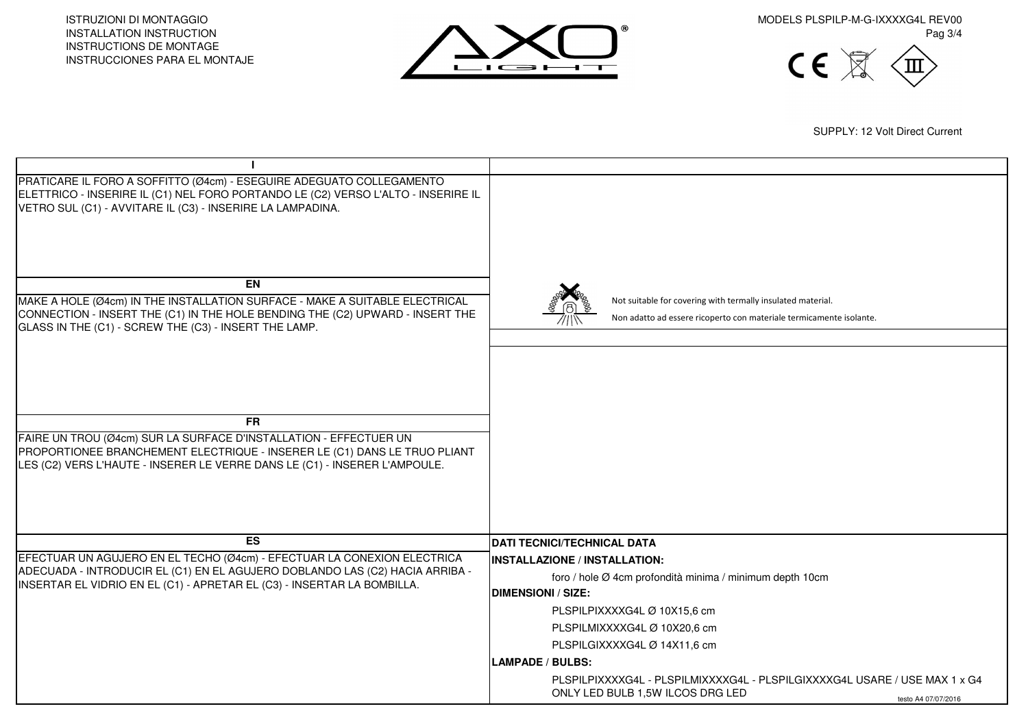ISTRUZIONI DI MONTAGGIO
INSTALLATION INSTRUCTION
INSTRUCTIONS DE MONTAGE
INSTRUCCIONES PARA EL MONTAJE

MODELS PLSPILP-M-G-IXXXXG4L REV00

SUPPLY: 12 Volt Direct Current

## I

PRATICARE IL FORO A SOFFITTO (Ø4cm) - ESEGUIRE ADEGUATO COLLEGAMENTO ELETTRICO - INSERIRE IL (C1) NEL FORO PORTANDO LE (C2) VERSO L'ALTO - INSERIRE IL VETRO SUL (C1) - AVVITARE IL (C3) - INSERIRE LA LAMPADINA.

## EN

MAKE A HOLE (Ø4cm) IN THE INSTALLATION SURFACE - MAKE A SUITABLE ELECTRICAL CONNECTION - INSERT THE (C1) IN THE HOLE BENDING THE (C2) UPWARD - INSERT THE GLASS IN THE (C1) - SCREW THE (C3) - INSERT THE LAMP.

## FR

FAIRE UN TROU (Ø4cm) SUR LA SURFACE D'INSTALLATION - EFFECTUER UN PROPORTIONEE BRANCHEMENT ELECTRIQUE - INSERER LE (C1) DANS LE TRUO PLIANT LES (C2) VERS L'HAUTE - INSERER LE VERRE DANS LE (C1) - INSERER L'AMPOULE.

## ES

EFECTUAR UN AGUJERO EN EL TECHO (Ø4cm) - EFECTUAR LA CONEXION ELECTRICA ADECUADA - INTRODUCIR EL (C1) EN EL AGUJERO DOBLANDO LAS (C2) HACIA ARRIBA - INSERTAR EL VIDRIO EN EL (C1) - APRETAR EL (C3) - INSERTAR LA BOMBILLA.

---

Not suitable for covering with termally insulated material.

Non adatto ad essere ricoperto con materiale termicamente isolante.

## DATI TECNICI/TECHNICAL DATA

**INSTALLAZIONE / INSTALLATION:**

foro / hole Ø 4cm profondità minima / minimum depth 10cm

**DIMENSIONI / SIZE:**

PLSPILPIXXXXG4L Ø 10X15,6 cm

PLSPILMIXXXXG4L Ø 10X20,6 cm

PLSPILGIXXXXG4L Ø 14X11,6 cm

**LAMPADE / BULBS:**

PLSPILPIXXXXG4L - PLSPILMIXXXXG4L - PLSPILGIXXXXG4L USARE / USE MAX 1 x G4 ONLY LED BULB 1,5W ILCOS DRG LED

testo A4 07/07/2016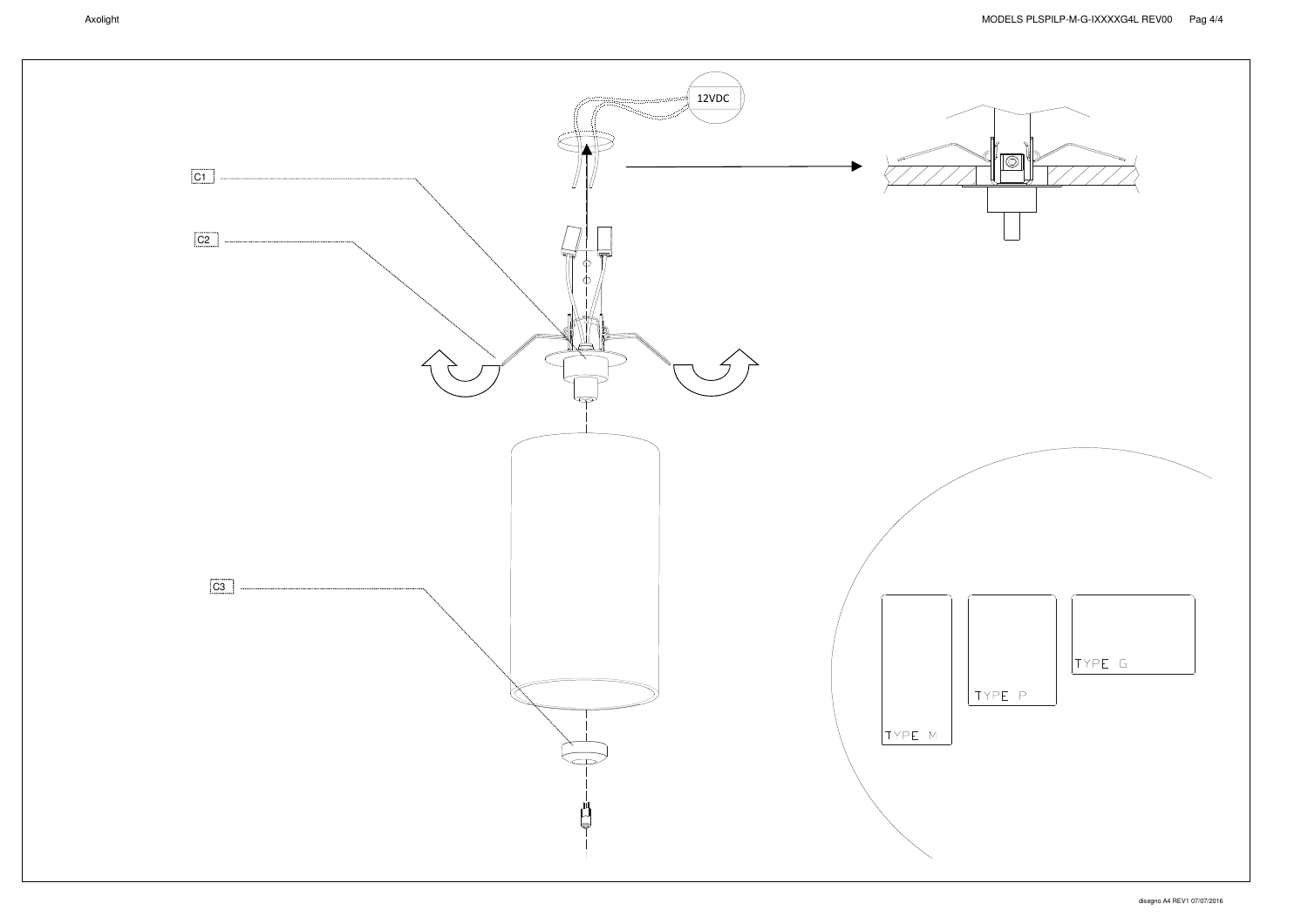12VDC

C1

C2

C3

TYPE M

TYPE P

TYPE G

disegno A4 REV1 07/07/2016